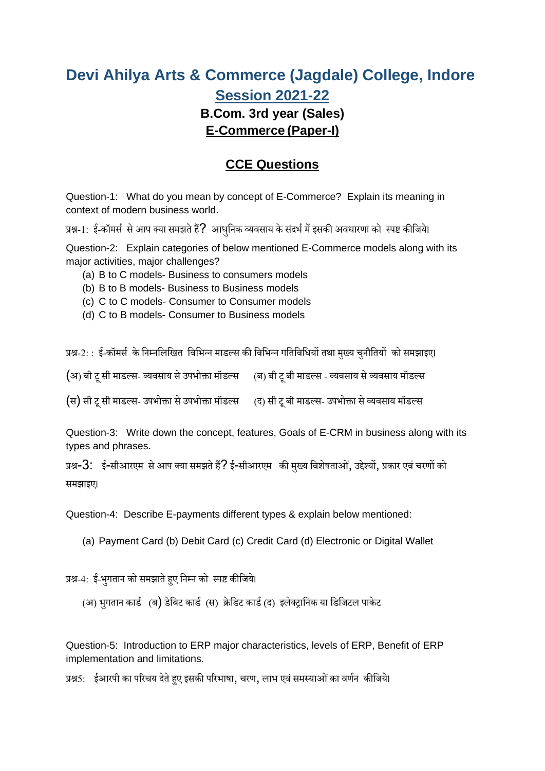# Devi Ahilya Arts & Commerce (Jagdale) College, Indore

## Session 2021-22

### B.Com. 3rd year (Sales)

### E-Commerce (Paper-I)

## CCE Questions

Question-1: What do you mean by concept of E-Commerce? Explain its meaning in context of modern business world.

प्रश्न-1: ई-कॉमर्स से आप क्या समझते हैं? आधुनिक व्यवसाय के संदर्भ में इसकी अवधारणा को स्पष्ट कीजिये।

Question-2: Explain categories of below mentioned E-Commerce models along with its major activities, major challenges?

(a) B to C models- Business to consumers models
(b) B to B models- Business to Business models
(c) C to C models- Consumer to Consumer models
(d) C to B models- Consumer to Business models

प्रश्न-2: : ई-कॉमर्स के निम्नलिखित विभिन्न माडल्स की विभिन्न गतिविधियों तथा मुख्य चुनौतियों को समझाइए।

(अ) बी टू सी माडल्स- व्यवसाय से उपभोक्ता मॉडल्स (ब) बी टू बी माडल्स - व्यवसाय से व्यवसाय मॉडल्स

(स) सी टू सी माडल्स- उपभोक्ता से उपभोक्ता मॉडल्स (द) सी टू बी माडल्स- उपभोक्ता से व्यवसाय मॉडल्स

Question-3: Write down the concept, features, Goals of E-CRM in business along with its types and phrases.

प्रश्न-3: ई-सीआरएम से आप क्या समझते हैं? ई-सीआरएम की मुख्य विशेषताओं, उद्देश्यों, प्रकार एवं चरणों को समझाइए।

Question-4: Describe E-payments different types & explain below mentioned:

(a) Payment Card (b) Debit Card (c) Credit Card (d) Electronic or Digital Wallet

प्रश्न-4: ई-भुगतान को समझाते हुए निम्न को स्पष्ट कीजिये।

(अ) भुगतान कार्ड (ब) डेबिट कार्ड (स) क्रेडिट कार्ड (द) इलेक्ट्रानिक या डिजिटल पाकेट

Question-5: Introduction to ERP major characteristics, levels of ERP, Benefit of ERP implementation and limitations.

प्रश्न5: ईआरपी का परिचय देते हुए इसकी परिभाषा, चरण, लाभ एवं समस्याओं का वर्णन कीजिये।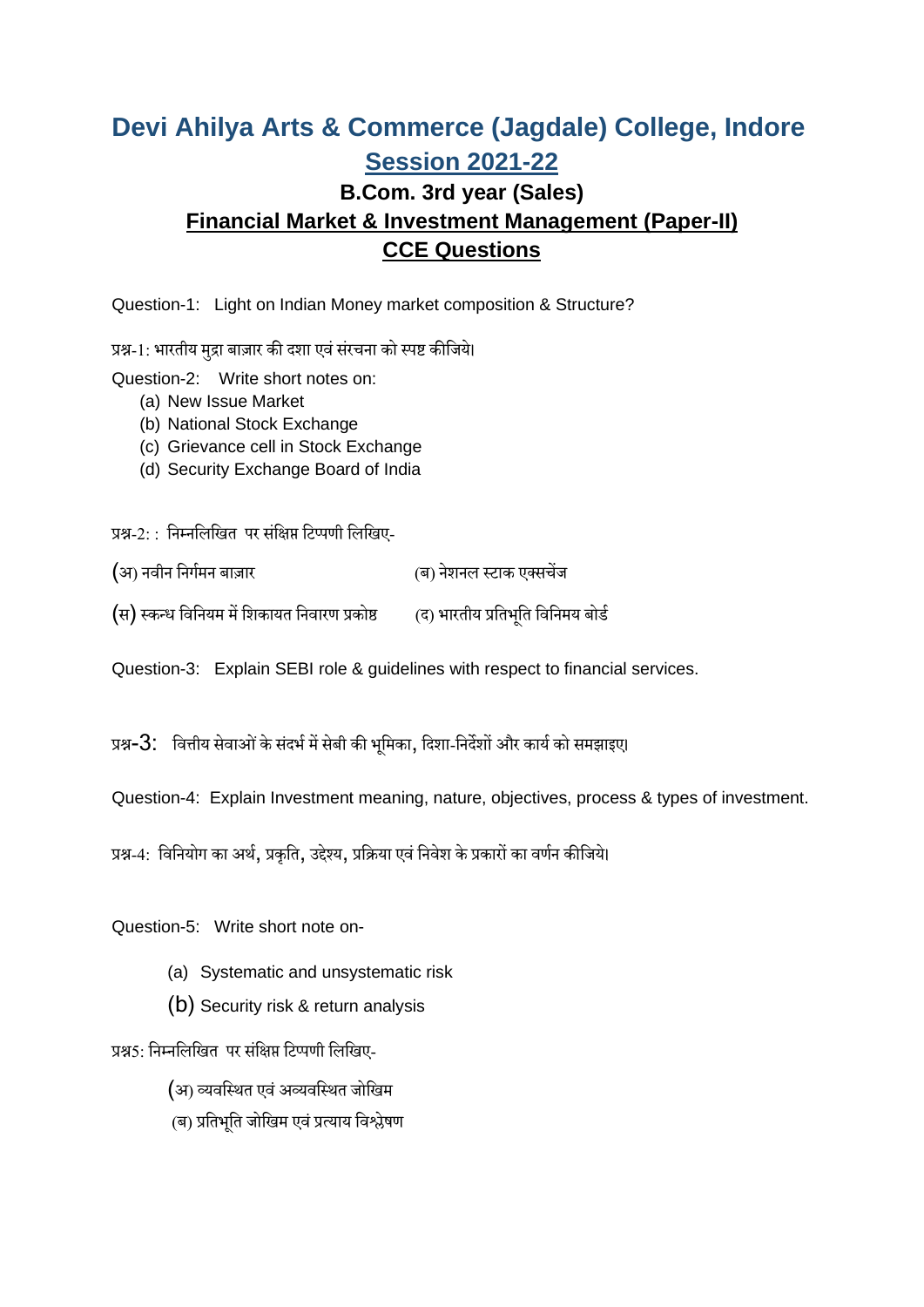# Devi Ahilya Arts & Commerce (Jagdale) College, Indore

## Session 2021-22

### B.Com. 3rd year (Sales)

### Financial Market & Investment Management (Paper-II)

### CCE Questions

Question-1: Light on Indian Money market composition & Structure?

प्रश्न-1: भारतीय मुद्रा बाज़ार की दशा एवं संरचना को स्पष्ट कीजिये।

Question-2: Write short notes on:

(a) New Issue Market
(b) National Stock Exchange
(c) Grievance cell in Stock Exchange
(d) Security Exchange Board of India

प्रश्न-2: : निम्नलिखित पर संक्षिप्त टिप्पणी लिखिए-

(अ) नवीन निर्गमन बाज़ार
(ब) नेशनल स्टाक एक्सचेंज
(स) स्कन्ध विनियम में शिकायत निवारण प्रकोष्ठ
(द) भारतीय प्रतिभूति विनिमय बोर्ड

Question-3: Explain SEBI role & guidelines with respect to financial services.

प्रश्न-3: वित्तीय सेवाओं के संदर्भ में सेबी की भूमिका, दिशा-निर्देशों और कार्य को समझाइए।

Question-4: Explain Investment meaning, nature, objectives, process & types of investment.

प्रश्न-4: विनियोग का अर्थ, प्रकृति, उद्देश्य, प्रक्रिया एवं निवेश के प्रकारों का वर्णन कीजिये।

Question-5: Write short note on-

(a) Systematic and unsystematic risk
(b) Security risk & return analysis

प्रश्न5: निम्नलिखित पर संक्षिप्त टिप्पणी लिखिए-

(अ) व्यवस्थित एवं अव्यवस्थित जोखिम
(ब) प्रतिभूति जोखिम एवं प्रत्याय विश्लेषण